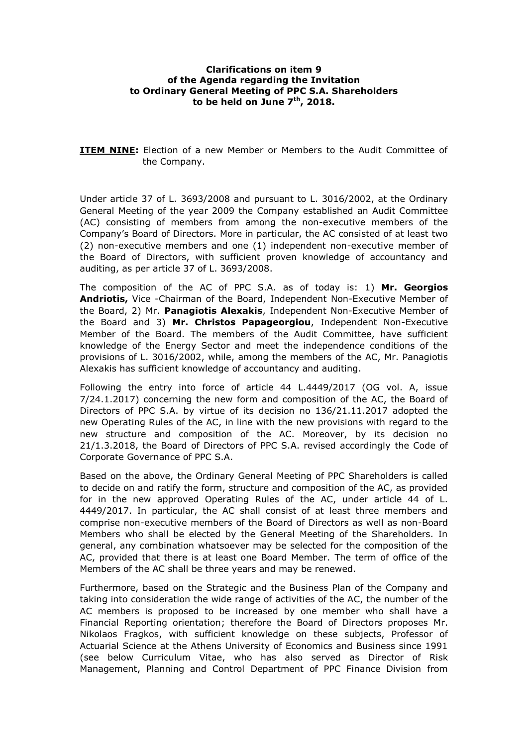**Clarifications on item 9**
**of the Agenda regarding the Invitation**
**to Ordinary General Meeting of PPC S.A. Shareholders**
**to be held on June 7th, 2018.**

**ITEM NINE:** Election of a new Member or Members to the Audit Committee of the Company.

Under article 37 of L. 3693/2008 and pursuant to L. 3016/2002, at the Ordinary General Meeting of the year 2009 the Company established an Audit Committee (AC) consisting of members from among the non-executive members of the Company's Board of Directors. More in particular, the AC consisted of at least two (2) non-executive members and one (1) independent non-executive member of the Board of Directors, with sufficient proven knowledge of accountancy and auditing, as per article 37 of L. 3693/2008.

The composition of the AC of PPC S.A. as of today is: 1) **Mr. Georgios Andriotis,** Vice -Chairman of the Board, Independent Non-Executive Member of the Board, 2) Mr. **Panagiotis Alexakis**, Independent Non-Executive Member of the Board and 3) **Mr. Christos Papageorgiou**, Independent Non-Executive Member of the Board. The members of the Audit Committee, have sufficient knowledge of the Energy Sector and meet the independence conditions of the provisions of L. 3016/2002, while, among the members of the AC, Mr. Panagiotis Alexakis has sufficient knowledge of accountancy and auditing.

Following the entry into force of article 44 L.4449/2017 (OG vol. A, issue 7/24.1.2017) concerning the new form and composition of the AC, the Board of Directors of PPC S.A. by virtue of its decision no 136/21.11.2017 adopted the new Operating Rules of the AC, in line with the new provisions with regard to the new structure and composition of the AC. Moreover, by its decision no 21/1.3.2018, the Board of Directors of PPC S.A. revised accordingly the Code of Corporate Governance of PPC S.A.

Based on the above, the Ordinary General Meeting of PPC Shareholders is called to decide on and ratify the form, structure and composition of the AC, as provided for in the new approved Operating Rules of the AC, under article 44 of L. 4449/2017. In particular, the AC shall consist of at least three members and comprise non-executive members of the Board of Directors as well as non-Board Members who shall be elected by the General Meeting of the Shareholders. In general, any combination whatsoever may be selected for the composition of the AC, provided that there is at least one Board Member. The term of office of the Members of the AC shall be three years and may be renewed.

Furthermore, based on the Strategic and the Business Plan of the Company and taking into consideration the wide range of activities of the AC, the number of the AC members is proposed to be increased by one member who shall have a Financial Reporting orientation; therefore the Board of Directors proposes Mr. Nikolaos Fragkos, with sufficient knowledge on these subjects, Professor of Actuarial Science at the Athens University of Economics and Business since 1991 (see below Curriculum Vitae, who has also served as Director of Risk Management, Planning and Control Department of PPC Finance Division from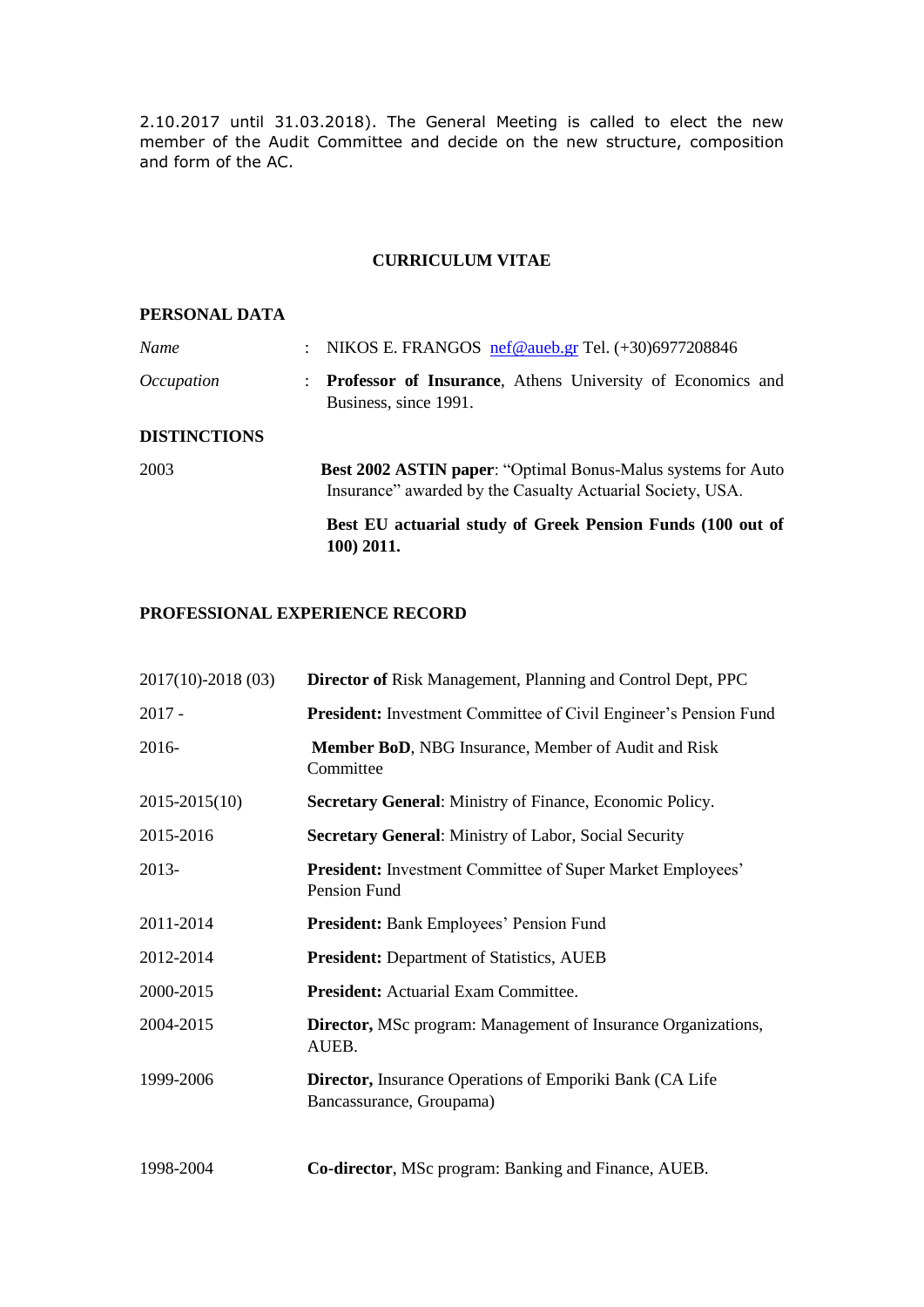2.10.2017 until 31.03.2018). The General Meeting is called to elect the new member of the Audit Committee and decide on the new structure, composition and form of the AC.

## CURRICULUM VITAE

### PERSONAL DATA

| | |
|---|---|
| *Name* | : NIKOS E. FRANGOS [nef@aueb.gr](mailto:nef@aueb.gr) Tel. (+30)6977208846 |
| *Occupation* | : **Professor of Insurance**, Athens University of Economics and Business, since 1991. |

### DISTINCTIONS

| | |
|---|---|
| 2003 | **Best 2002 ASTIN paper**: "Optimal Bonus-Malus systems for Auto Insurance" awarded by the Casualty Actuarial Society, USA. |
| | **Best EU actuarial study of Greek Pension Funds (100 out of 100) 2011.** |

### PROFESSIONAL EXPERIENCE RECORD

| | |
|---|---|
| 2017(10)-2018 (03) | **Director of** Risk Management, Planning and Control Dept, PPC |
| 2017 - | **President:** Investment Committee of Civil Engineer's Pension Fund |
| 2016- | **Member BoD**, NBG Insurance, Member of Audit and Risk Committee |
| 2015-2015(10) | **Secretary General**: Ministry of Finance, Economic Policy. |
| 2015-2016 | **Secretary General**: Ministry of Labor, Social Security |
| 2013- | **President:** Investment Committee of Super Market Employees' Pension Fund |
| 2011-2014 | **President:** Bank Employees' Pension Fund |
| 2012-2014 | **President:** Department of Statistics, AUEB |
| 2000-2015 | **President:** Actuarial Exam Committee. |
| 2004-2015 | **Director,** MSc program: Management of Insurance Organizations, AUEB. |
| 1999-2006 | **Director,** Insurance Operations of Emporiki Bank (CA Life Bancassurance, Groupama) |
| 1998-2004 | **Co-director**, MSc program: Banking and Finance, AUEB. |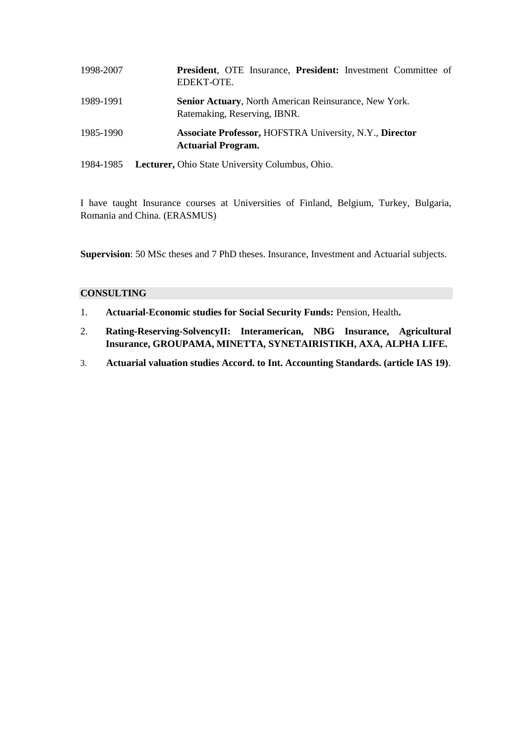1998-2007 **President**, OTE Insurance, **President:** Investment Committee of EDEKT-OTE.

1989-1991 **Senior Actuary**, North American Reinsurance, New York. Ratemaking, Reserving, IBNR.

1985-1990 **Associate Professor,** HOFSTRA University, N.Y., **Director Actuarial Program.**

1984-1985 **Lecturer,** Ohio State University Columbus, Ohio.

I have taught Insurance courses at Universities of Finland, Belgium, Turkey, Bulgaria, Romania and China. (ERASMUS)

**Supervision**: 50 MSc theses and 7 PhD theses. Insurance, Investment and Actuarial subjects.

## CONSULTING

1. **Actuarial-Economic studies for Social Security Funds:** Pension, Health**.**
2. **Rating-Reserving-SolvencyII: Interamerican, NBG Insurance, Agricultural Insurance, GROUPAMA, MINETTA, SYNETAIRISTIKH, AXA, ALPHA LIFE.**
3. **Actuarial valuation studies Accord. to Int. Accounting Standards. (article IAS 19)**.